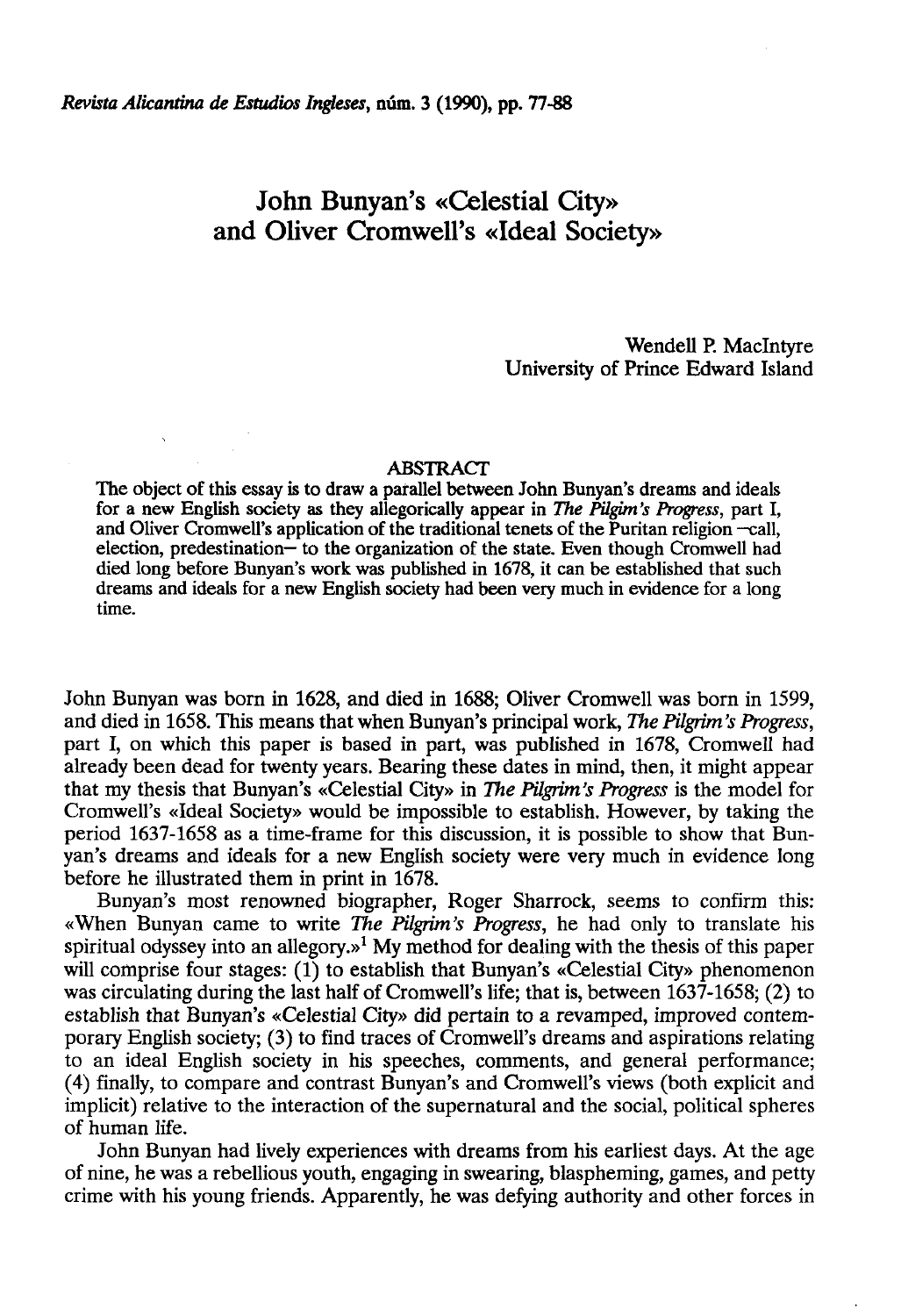# John Bunyan's «Celestial City» and Oliver Cromwell's «Ideal Society»

Wendell P. MacIntyre
University of Prince Edward Island

## ABSTRACT

The object of this essay is to draw a parallel between John Bunyan's dreams and ideals for a new English society as they allegorically appear in *The Pilgim's Progress*, part I, and Oliver Cromwell's application of the traditional tenets of the Puritan religion —call, election, predestination— to the organization of the state. Even though Cromwell had died long before Bunyan's work was published in 1678, it can be established that such dreams and ideals for a new English society had been very much in evidence for a long time.

John Bunyan was born in 1628, and died in 1688; Oliver Cromwell was born in 1599, and died in 1658. This means that when Bunyan's principal work, *The Pilgrim's Progress*, part I, on which this paper is based in part, was published in 1678, Cromwell had already been dead for twenty years. Bearing these dates in mind, then, it might appear that my thesis that Bunyan's «Celestial City» in *The Pilgrim's Progress* is the model for Cromwell's «Ideal Society» would be impossible to establish. However, by taking the period 1637-1658 as a time-frame for this discussion, it is possible to show that Bunyan's dreams and ideals for a new English society were very much in evidence long before he illustrated them in print in 1678.

Bunyan's most renowned biographer, Roger Sharrock, seems to confirm this: «When Bunyan came to write *The Pilgrim's Progress*, he had only to translate his spiritual odyssey into an allegory.»[1] My method for dealing with the thesis of this paper will comprise four stages: (1) to establish that Bunyan's «Celestial City» phenomenon was circulating during the last half of Cromwell's life; that is, between 1637-1658; (2) to establish that Bunyan's «Celestial City» did pertain to a revamped, improved contemporary English society; (3) to find traces of Cromwell's dreams and aspirations relating to an ideal English society in his speeches, comments, and general performance; (4) finally, to compare and contrast Bunyan's and Cromwell's views (both explicit and implicit) relative to the interaction of the supernatural and the social, political spheres of human life.

John Bunyan had lively experiences with dreams from his earliest days. At the age of nine, he was a rebellious youth, engaging in swearing, blaspheming, games, and petty crime with his young friends. Apparently, he was defying authority and other forces in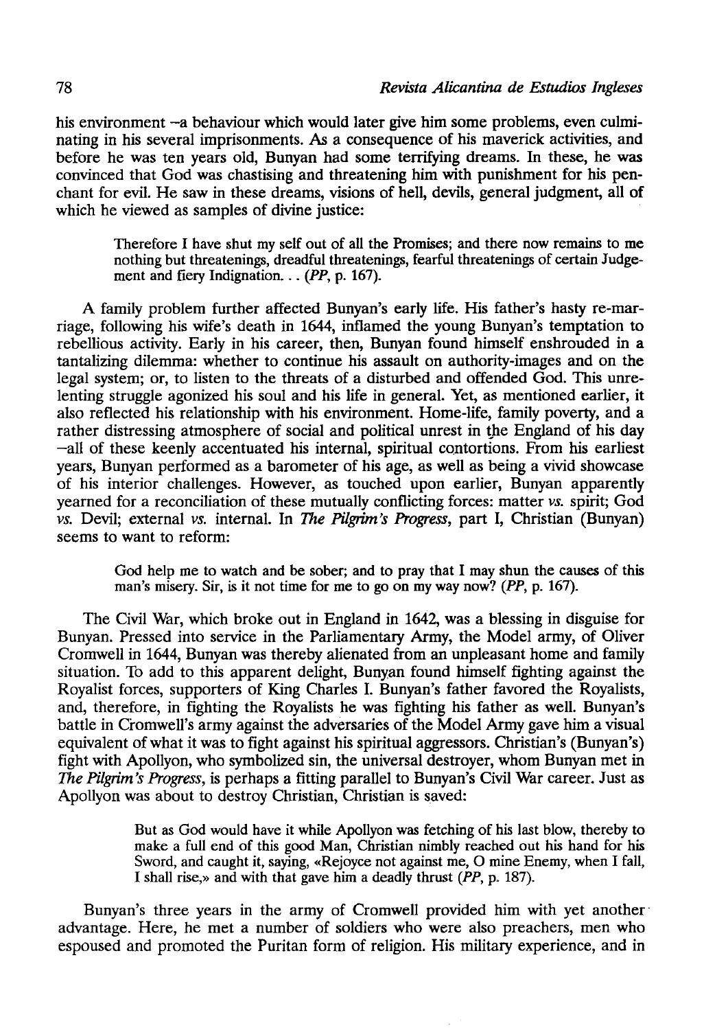his environment –a behaviour which would later give him some problems, even culminating in his several imprisonments. As a consequence of his maverick activities, and before he was ten years old, Bunyan had some terrifying dreams. In these, he was convinced that God was chastising and threatening him with punishment for his penchant for evil. He saw in these dreams, visions of hell, devils, general judgment, all of which he viewed as samples of divine justice:

> Therefore I have shut my self out of all the Promises; and there now remains to me nothing but threatenings, dreadful threatenings, fearful threatenings of certain Judgement and fiery Indignation... (*PP*, p. 167).

A family problem further affected Bunyan's early life. His father's hasty re-marriage, following his wife's death in 1644, inflamed the young Bunyan's temptation to rebellious activity. Early in his career, then, Bunyan found himself enshrouded in a tantalizing dilemma: whether to continue his assault on authority-images and on the legal system; or, to listen to the threats of a disturbed and offended God. This unrelenting struggle agonized his soul and his life in general. Yet, as mentioned earlier, it also reflected his relationship with his environment. Home-life, family poverty, and a rather distressing atmosphere of social and political unrest in the England of his day –all of these keenly accentuated his internal, spiritual contortions. From his earliest years, Bunyan performed as a barometer of his age, as well as being a vivid showcase of his interior challenges. However, as touched upon earlier, Bunyan apparently yearned for a reconciliation of these mutually conflicting forces: matter *vs.* spirit; God *vs.* Devil; external *vs.* internal. In *The Pilgrim's Progress*, part I, Christian (Bunyan) seems to want to reform:

> God help me to watch and be sober; and to pray that I may shun the causes of this man's misery. Sir, is it not time for me to go on my way now? (*PP*, p. 167).

The Civil War, which broke out in England in 1642, was a blessing in disguise for Bunyan. Pressed into service in the Parliamentary Army, the Model army, of Oliver Cromwell in 1644, Bunyan was thereby alienated from an unpleasant home and family situation. To add to this apparent delight, Bunyan found himself fighting against the Royalist forces, supporters of King Charles I. Bunyan's father favored the Royalists, and, therefore, in fighting the Royalists he was fighting his father as well. Bunyan's battle in Cromwell's army against the adversaries of the Model Army gave him a visual equivalent of what it was to fight against his spiritual aggressors. Christian's (Bunyan's) fight with Apollyon, who symbolized sin, the universal destroyer, whom Bunyan met in *The Pilgrim's Progress*, is perhaps a fitting parallel to Bunyan's Civil War career. Just as Apollyon was about to destroy Christian, Christian is saved:

> But as God would have it while Apollyon was fetching of his last blow, thereby to make a full end of this good Man, Christian nimbly reached out his hand for his Sword, and caught it, saying, «Rejoyce not against me, O mine Enemy, when I fall, I shall rise,» and with that gave him a deadly thrust (*PP*, p. 187).

Bunyan's three years in the army of Cromwell provided him with yet another advantage. Here, he met a number of soldiers who were also preachers, men who espoused and promoted the Puritan form of religion. His military experience, and in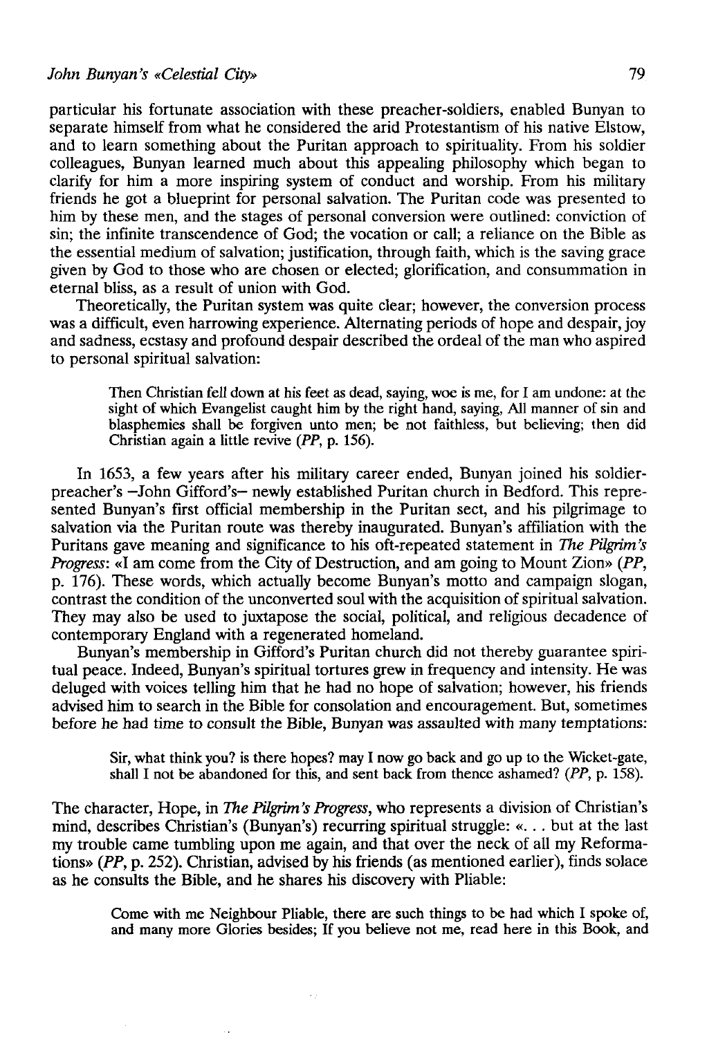particular his fortunate association with these preacher-soldiers, enabled Bunyan to separate himself from what he considered the arid Protestantism of his native Elstow, and to learn something about the Puritan approach to spirituality. From his soldier colleagues, Bunyan learned much about this appealing philosophy which began to clarify for him a more inspiring system of conduct and worship. From his military friends he got a blueprint for personal salvation. The Puritan code was presented to him by these men, and the stages of personal conversion were outlined: conviction of sin; the infinite transcendence of God; the vocation or call; a reliance on the Bible as the essential medium of salvation; justification, through faith, which is the saving grace given by God to those who are chosen or elected; glorification, and consummation in eternal bliss, as a result of union with God.

Theoretically, the Puritan system was quite clear; however, the conversion process was a difficult, even harrowing experience. Alternating periods of hope and despair, joy and sadness, ecstasy and profound despair described the ordeal of the man who aspired to personal spiritual salvation:

> Then Christian fell down at his feet as dead, saying, woe is me, for I am undone: at the sight of which Evangelist caught him by the right hand, saying, All manner of sin and blasphemies shall be forgiven unto men; be not faithless, but believing; then did Christian again a little revive (*PP*, p. 156).

In 1653, a few years after his military career ended, Bunyan joined his soldier-preacher's –John Gifford's– newly established Puritan church in Bedford. This represented Bunyan's first official membership in the Puritan sect, and his pilgrimage to salvation via the Puritan route was thereby inaugurated. Bunyan's affiliation with the Puritans gave meaning and significance to his oft-repeated statement in *The Pilgrim's Progress*: «I am come from the City of Destruction, and am going to Mount Zion» (*PP*, p. 176). These words, which actually become Bunyan's motto and campaign slogan, contrast the condition of the unconverted soul with the acquisition of spiritual salvation. They may also be used to juxtapose the social, political, and religious decadence of contemporary England with a regenerated homeland.

Bunyan's membership in Gifford's Puritan church did not thereby guarantee spiritual peace. Indeed, Bunyan's spiritual tortures grew in frequency and intensity. He was deluged with voices telling him that he had no hope of salvation; however, his friends advised him to search in the Bible for consolation and encouragement. But, sometimes before he had time to consult the Bible, Bunyan was assaulted with many temptations:

> Sir, what think you? is there hopes? may I now go back and go up to the Wicket-gate, shall I not be abandoned for this, and sent back from thence ashamed? (*PP*, p. 158).

The character, Hope, in *The Pilgrim's Progress*, who represents a division of Christian's mind, describes Christian's (Bunyan's) recurring spiritual struggle: «. . . but at the last my trouble came tumbling upon me again, and that over the neck of all my Reformations» (*PP*, p. 252). Christian, advised by his friends (as mentioned earlier), finds solace as he consults the Bible, and he shares his discovery with Pliable:

> Come with me Neighbour Pliable, there are such things to be had which I spoke of, and many more Glories besides; If you believe not me, read here in this Book, and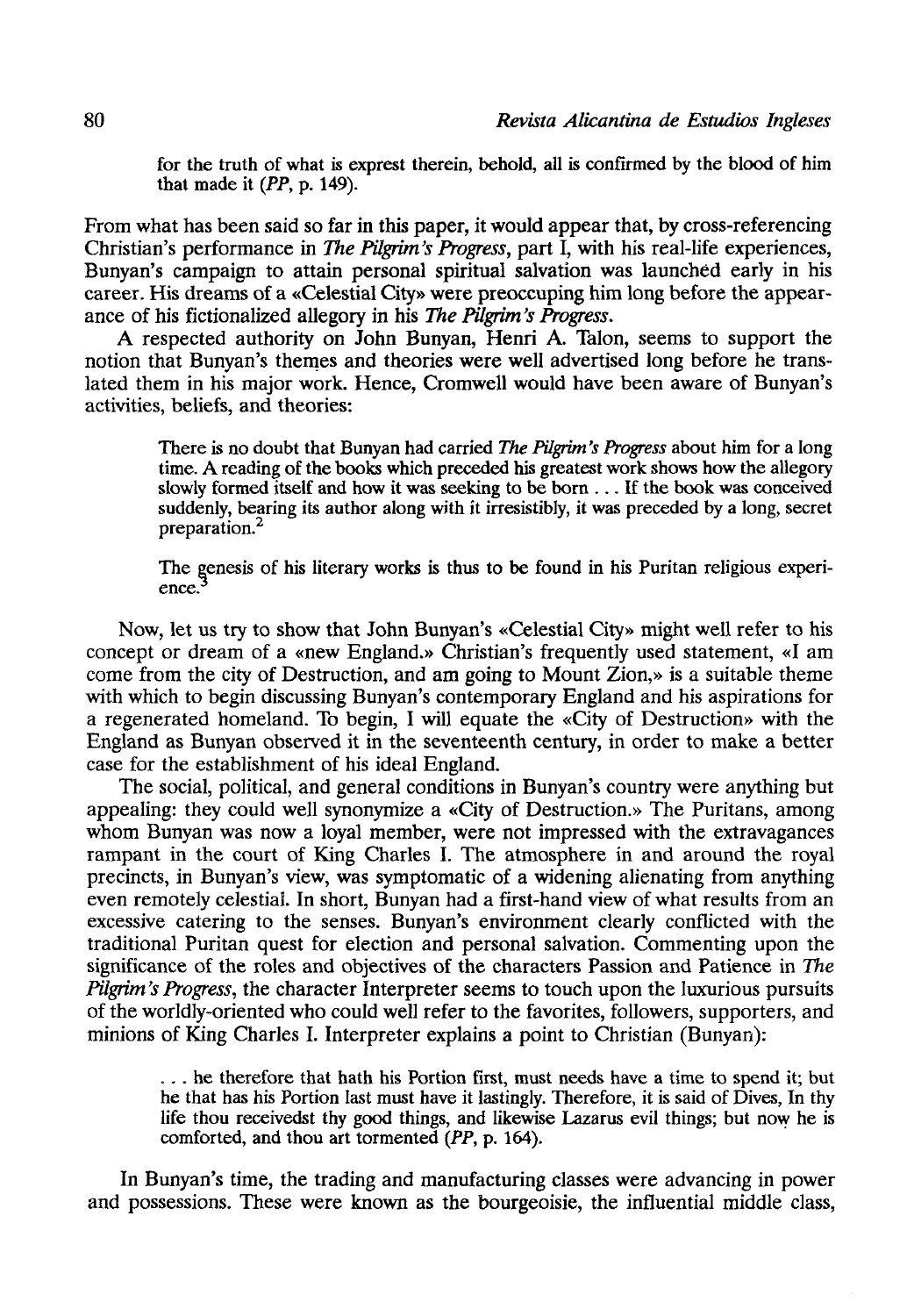> for the truth of what is exprest therein, behold, all is confirmed by the blood of him that made it (*PP*, p. 149).

From what has been said so far in this paper, it would appear that, by cross-referencing Christian's performance in *The Pilgrim's Progress*, part I, with his real-life experiences, Bunyan's campaign to attain personal spiritual salvation was launched early in his career. His dreams of a «Celestial City» were preoccuping him long before the appearance of his fictionalized allegory in his *The Pilgrim's Progress*.

A respected authority on John Bunyan, Henri A. Talon, seems to support the notion that Bunyan's themes and theories were well advertised long before he translated them in his major work. Hence, Cromwell would have been aware of Bunyan's activities, beliefs, and theories:

> There is no doubt that Bunyan had carried *The Pilgrim's Progress* about him for a long time. A reading of the books which preceded his greatest work shows how the allegory slowly formed itself and how it was seeking to be born . . . If the book was conceived suddenly, bearing its author along with it irresistibly, it was preceded by a long, secret preparation.[2]
>
> The genesis of his literary works is thus to be found in his Puritan religious experience.[3]

Now, let us try to show that John Bunyan's «Celestial City» might well refer to his concept or dream of a «new England.» Christian's frequently used statement, «I am come from the city of Destruction, and am going to Mount Zion,» is a suitable theme with which to begin discussing Bunyan's contemporary England and his aspirations for a regenerated homeland. To begin, I will equate the «City of Destruction» with the England as Bunyan observed it in the seventeenth century, in order to make a better case for the establishment of his ideal England.

The social, political, and general conditions in Bunyan's country were anything but appealing: they could well synonymize a «City of Destruction.» The Puritans, among whom Bunyan was now a loyal member, were not impressed with the extravagances rampant in the court of King Charles I. The atmosphere in and around the royal precincts, in Bunyan's view, was symptomatic of a widening alienating from anything even remotely celestial. In short, Bunyan had a first-hand view of what results from an excessive catering to the senses. Bunyan's environment clearly conflicted with the traditional Puritan quest for election and personal salvation. Commenting upon the significance of the roles and objectives of the characters Passion and Patience in *The Pilgrim's Progress*, the character Interpreter seems to touch upon the luxurious pursuits of the worldly-oriented who could well refer to the favorites, followers, supporters, and minions of King Charles I. Interpreter explains a point to Christian (Bunyan):

> . . . he therefore that hath his Portion first, must needs have a time to spend it; but he that has his Portion last must have it lastingly. Therefore, it is said of Dives, In thy life thou receivedst thy good things, and likewise Lazarus evil things; but now he is comforted, and thou art tormented (*PP*, p. 164).

In Bunyan's time, the trading and manufacturing classes were advancing in power and possessions. These were known as the bourgeoisie, the influential middle class,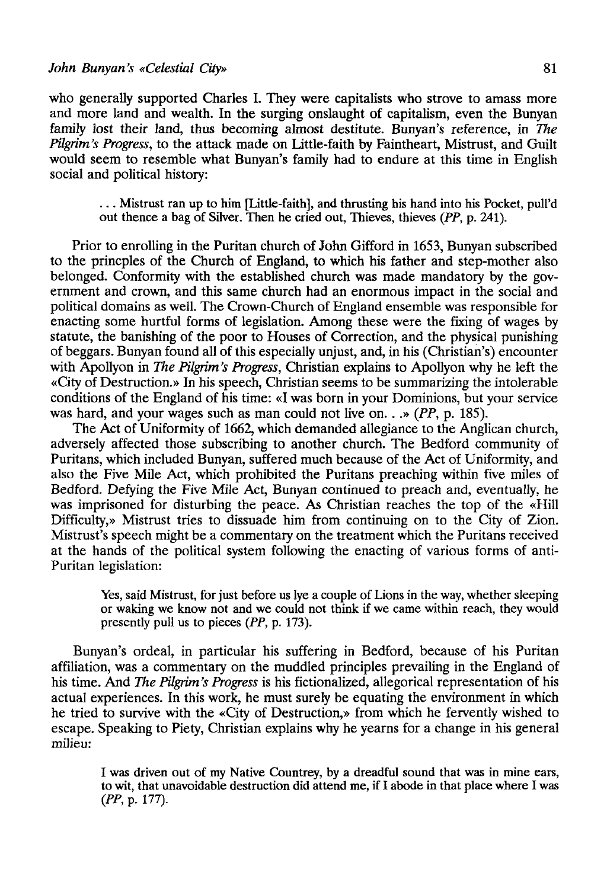who generally supported Charles I. They were capitalists who strove to amass more and more land and wealth. In the surging onslaught of capitalism, even the Bunyan family lost their land, thus becoming almost destitute. Bunyan's reference, in *The Pilgrim's Progress*, to the attack made on Little-faith by Faintheart, Mistrust, and Guilt would seem to resemble what Bunyan's family had to endure at this time in English social and political history:

> . . . Mistrust ran up to him [Little-faith], and thrusting his hand into his Pocket, pull'd out thence a bag of Silver. Then he cried out, Thieves, thieves (*PP*, p. 241).

Prior to enrolling in the Puritan church of John Gifford in 1653, Bunyan subscribed to the princples of the Church of England, to which his father and step-mother also belonged. Conformity with the established church was made mandatory by the government and crown, and this same church had an enormous impact in the social and political domains as well. The Crown-Church of England ensemble was responsible for enacting some hurtful forms of legislation. Among these were the fixing of wages by statute, the banishing of the poor to Houses of Correction, and the physical punishing of beggars. Bunyan found all of this especially unjust, and, in his (Christian's) encounter with Apollyon in *The Pilgrim's Progress*, Christian explains to Apollyon why he left the «City of Destruction.» In his speech, Christian seems to be summarizing the intolerable conditions of the England of his time: «I was born in your Dominions, but your service was hard, and your wages such as man could not live on. . .» (*PP*, p. 185).

The Act of Uniformity of 1662, which demanded allegiance to the Anglican church, adversely affected those subscribing to another church. The Bedford community of Puritans, which included Bunyan, suffered much because of the Act of Uniformity, and also the Five Mile Act, which prohibited the Puritans preaching within five miles of Bedford. Defying the Five Mile Act, Bunyan continued to preach and, eventually, he was imprisoned for disturbing the peace. As Christian reaches the top of the «Hill Difficulty,» Mistrust tries to dissuade him from continuing on to the City of Zion. Mistrust's speech might be a commentary on the treatment which the Puritans received at the hands of the political system following the enacting of various forms of anti-Puritan legislation:

> Yes, said Mistrust, for just before us lye a couple of Lions in the way, whether sleeping or waking we know not and we could not think if we came within reach, they would presently pull us to pieces (*PP*, p. 173).

Bunyan's ordeal, in particular his suffering in Bedford, because of his Puritan affiliation, was a commentary on the muddled principles prevailing in the England of his time. And *The Pilgrim's Progress* is his fictionalized, allegorical representation of his actual experiences. In this work, he must surely be equating the environment in which he tried to survive with the «City of Destruction,» from which he fervently wished to escape. Speaking to Piety, Christian explains why he yearns for a change in his general milieu:

> I was driven out of my Native Countrey, by a dreadful sound that was in mine ears, to wit, that unavoidable destruction did attend me, if I abode in that place where I was (*PP*, p. 177).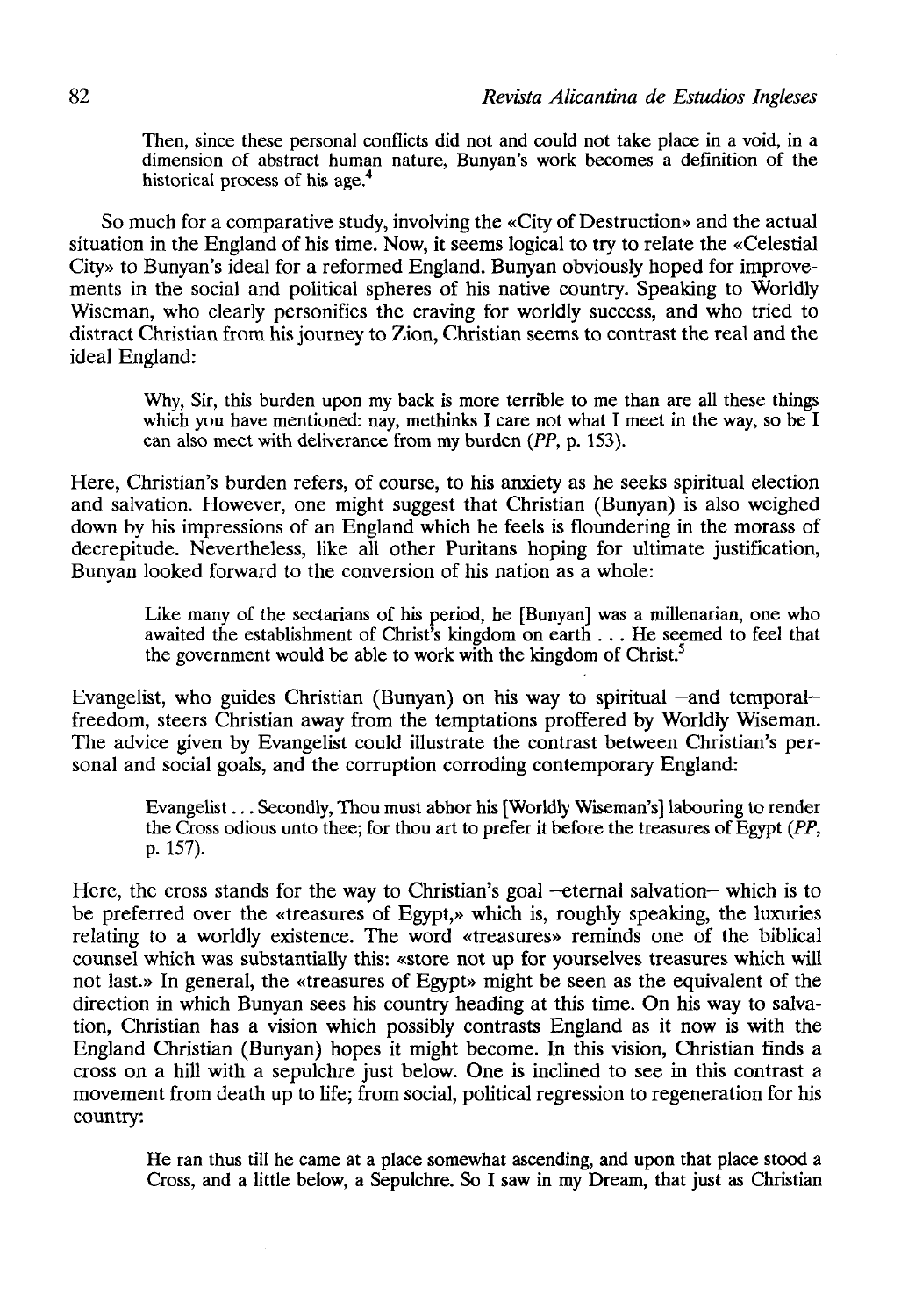> Then, since these personal conflicts did not and could not take place in a void, in a dimension of abstract human nature, Bunyan's work becomes a definition of the historical process of his age.[4]

So much for a comparative study, involving the «City of Destruction» and the actual situation in the England of his time. Now, it seems logical to try to relate the «Celestial City» to Bunyan's ideal for a reformed England. Bunyan obviously hoped for improvements in the social and political spheres of his native country. Speaking to Worldly Wiseman, who clearly personifies the craving for worldly success, and who tried to distract Christian from his journey to Zion, Christian seems to contrast the real and the ideal England:

> Why, Sir, this burden upon my back is more terrible to me than are all these things which you have mentioned: nay, methinks I care not what I meet in the way, so be I can also meet with deliverance from my burden (*PP*, p. 153).

Here, Christian's burden refers, of course, to his anxiety as he seeks spiritual election and salvation. However, one might suggest that Christian (Bunyan) is also weighed down by his impressions of an England which he feels is floundering in the morass of decrepitude. Nevertheless, like all other Puritans hoping for ultimate justification, Bunyan looked forward to the conversion of his nation as a whole:

> Like many of the sectarians of his period, he [Bunyan] was a millenarian, one who awaited the establishment of Christ's kingdom on earth . . . He seemed to feel that the government would be able to work with the kingdom of Christ.[5]

Evangelist, who guides Christian (Bunyan) on his way to spiritual –and temporal– freedom, steers Christian away from the temptations proffered by Worldly Wiseman. The advice given by Evangelist could illustrate the contrast between Christian's personal and social goals, and the corruption corroding contemporary England:

> Evangelist . . . Secondly, Thou must abhor his [Worldly Wiseman's] labouring to render the Cross odious unto thee; for thou art to prefer it before the treasures of Egypt (*PP*, p. 157).

Here, the cross stands for the way to Christian's goal –eternal salvation– which is to be preferred over the «treasures of Egypt,» which is, roughly speaking, the luxuries relating to a worldly existence. The word «treasures» reminds one of the biblical counsel which was substantially this: «store not up for yourselves treasures which will not last.» In general, the «treasures of Egypt» might be seen as the equivalent of the direction in which Bunyan sees his country heading at this time. On his way to salvation, Christian has a vision which possibly contrasts England as it now is with the England Christian (Bunyan) hopes it might become. In this vision, Christian finds a cross on a hill with a sepulchre just below. One is inclined to see in this contrast a movement from death up to life; from social, political regression to regeneration for his country:

> He ran thus till he came at a place somewhat ascending, and upon that place stood a Cross, and a little below, a Sepulchre. So I saw in my Dream, that just as Christian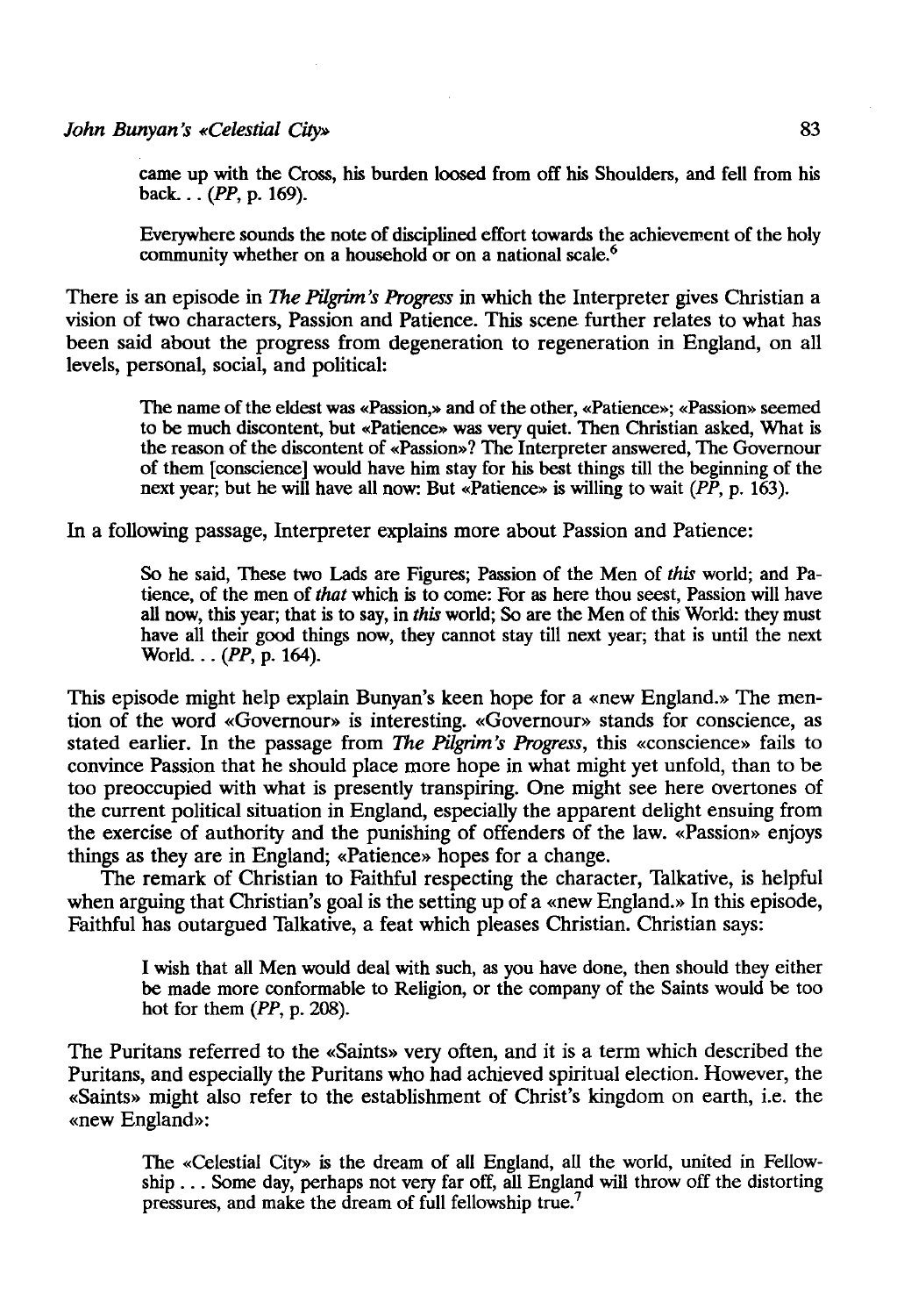came up with the Cross, his burden loosed from off his Shoulders, and fell from his back... (*PP*, p. 169).

> Everywhere sounds the note of disciplined effort towards the achievement of the holy community whether on a household or on a national scale.[6]

There is an episode in *The Pilgrim's Progress* in which the Interpreter gives Christian a vision of two characters, Passion and Patience. This scene further relates to what has been said about the progress from degeneration to regeneration in England, on all levels, personal, social, and political:

> The name of the eldest was «Passion,» and of the other, «Patience»; «Passion» seemed to be much discontent, but «Patience» was very quiet. Then Christian asked, What is the reason of the discontent of «Passion»? The Interpreter answered, The Governour of them [conscience] would have him stay for his best things till the beginning of the next year; but he will have all now: But «Patience» is willing to wait (*PP*, p. 163).

In a following passage, Interpreter explains more about Passion and Patience:

> So he said, These two Lads are Figures; Passion of the Men of *this* world; and Patience, of the men of *that* which is to come: For as here thou seest, Passion will have all now, this year; that is to say, in *this* world; So are the Men of this World: they must have all their good things now, they cannot stay till next year; that is until the next World... (*PP*, p. 164).

This episode might help explain Bunyan's keen hope for a «new England.» The mention of the word «Governour» is interesting. «Governour» stands for conscience, as stated earlier. In the passage from *The Pilgrim's Progress*, this «conscience» fails to convince Passion that he should place more hope in what might yet unfold, than to be too preoccupied with what is presently transpiring. One might see here overtones of the current political situation in England, especially the apparent delight ensuing from the exercise of authority and the punishing of offenders of the law. «Passion» enjoys things as they are in England; «Patience» hopes for a change.

The remark of Christian to Faithful respecting the character, Talkative, is helpful when arguing that Christian's goal is the setting up of a «new England.» In this episode, Faithful has outargued Talkative, a feat which pleases Christian. Christian says:

> I wish that all Men would deal with such, as you have done, then should they either be made more conformable to Religion, or the company of the Saints would be too hot for them (*PP*, p. 208).

The Puritans referred to the «Saints» very often, and it is a term which described the Puritans, and especially the Puritans who had achieved spiritual election. However, the «Saints» might also refer to the establishment of Christ's kingdom on earth, i.e. the «new England»:

> The «Celestial City» is the dream of all England, all the world, united in Fellowship ... Some day, perhaps not very far off, all England will throw off the distorting pressures, and make the dream of full fellowship true.[7]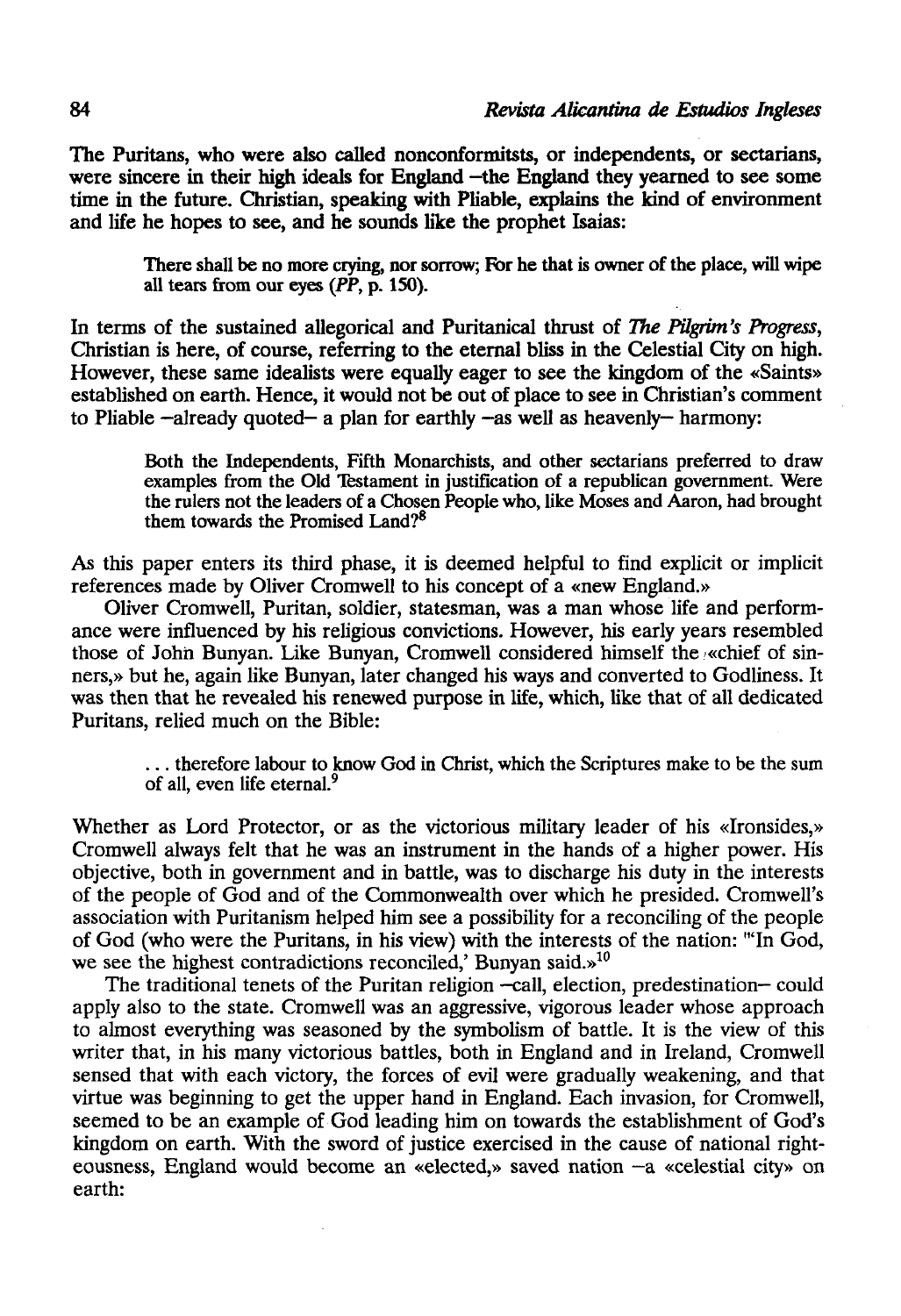The Puritans, who were also called nonconformitsts, or independents, or sectarians, were sincere in their high ideals for England –the England they yearned to see some time in the future. Christian, speaking with Pliable, explains the kind of environment and life he hopes to see, and he sounds like the prophet Isaias:

> There shall be no more crying, nor sorrow; For he that is owner of the place, will wipe all tears from our eyes (*PP*, p. 150).

In terms of the sustained allegorical and Puritanical thrust of *The Pilgrim's Progress*, Christian is here, of course, referring to the eternal bliss in the Celestial City on high. However, these same idealists were equally eager to see the kingdom of the «Saints» established on earth. Hence, it would not be out of place to see in Christian's comment to Pliable –already quoted– a plan for earthly –as well as heavenly– harmony:

> Both the Independents, Fifth Monarchists, and other sectarians preferred to draw examples from the Old Testament in justification of a republican government. Were the rulers not the leaders of a Chosen People who, like Moses and Aaron, had brought them towards the Promised Land?[8]

As this paper enters its third phase, it is deemed helpful to find explicit or implicit references made by Oliver Cromwell to his concept of a «new England.»

Oliver Cromwell, Puritan, soldier, statesman, was a man whose life and performance were influenced by his religious convictions. However, his early years resembled those of John Bunyan. Like Bunyan, Cromwell considered himself the «chief of sinners,» but he, again like Bunyan, later changed his ways and converted to Godliness. It was then that he revealed his renewed purpose in life, which, like that of all dedicated Puritans, relied much on the Bible:

> . . . therefore labour to know God in Christ, which the Scriptures make to be the sum of all, even life eternal.[9]

Whether as Lord Protector, or as the victorious military leader of his «Ironsides,» Cromwell always felt that he was an instrument in the hands of a higher power. His objective, both in government and in battle, was to discharge his duty in the interests of the people of God and of the Commonwealth over which he presided. Cromwell's association with Puritanism helped him see a possibility for a reconciling of the people of God (who were the Puritans, in his view) with the interests of the nation: "'In God, we see the highest contradictions reconciled,' Bunyan said.»[10]

The traditional tenets of the Puritan religion –call, election, predestination– could apply also to the state. Cromwell was an aggressive, vigorous leader whose approach to almost everything was seasoned by the symbolism of battle. It is the view of this writer that, in his many victorious battles, both in England and in Ireland, Cromwell sensed that with each victory, the forces of evil were gradually weakening, and that virtue was beginning to get the upper hand in England. Each invasion, for Cromwell, seemed to be an example of God leading him on towards the establishment of God's kingdom on earth. With the sword of justice exercised in the cause of national righteousness, England would become an «elected,» saved nation –a «celestial city» on earth: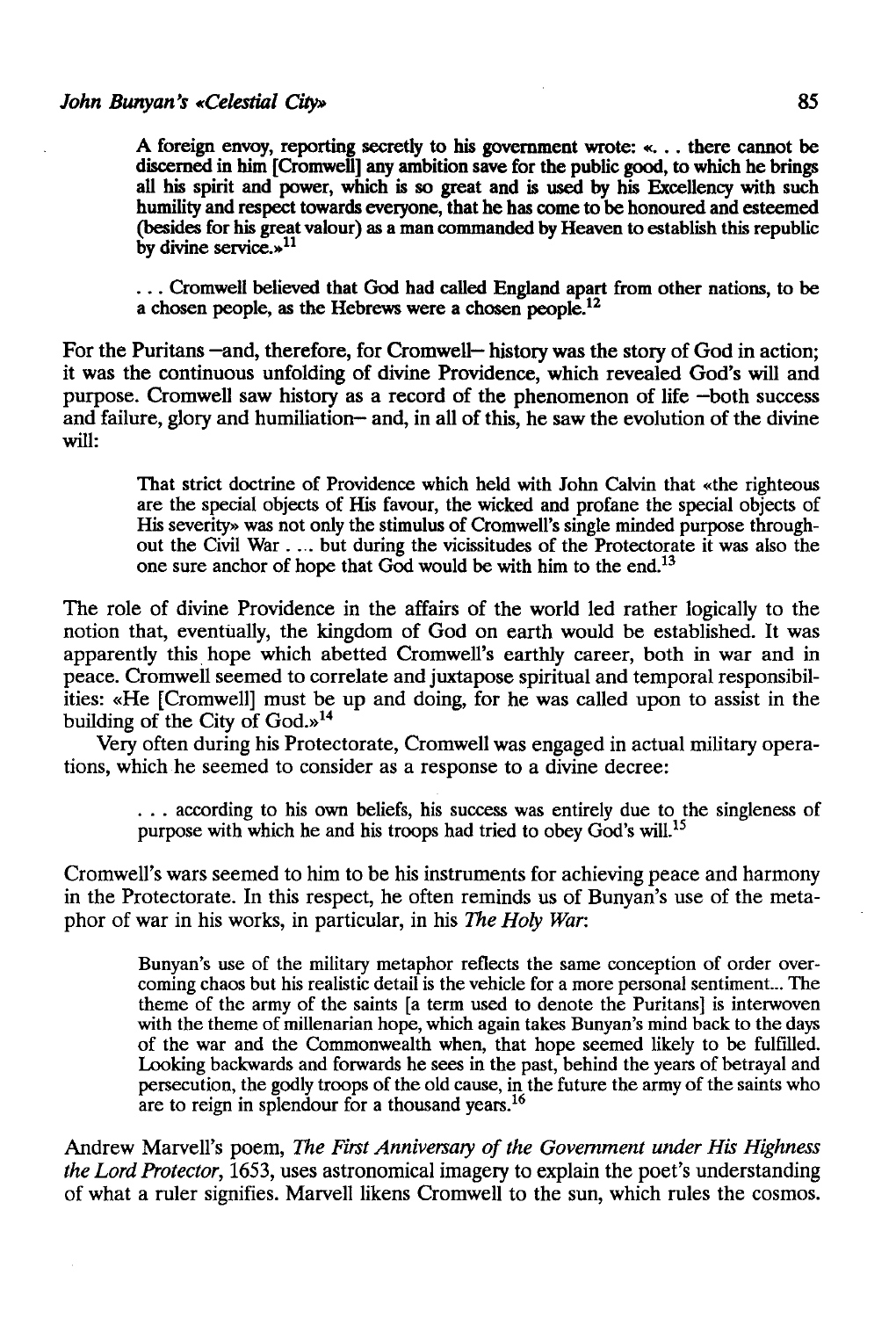A foreign envoy, reporting secretly to his government wrote: «. . . there cannot be discerned in him [Cromwell] any ambition save for the public good, to which he brings all his spirit and power, which is so great and is used by his Excellency with such humility and respect towards everyone, that he has come to be honoured and esteemed (besides for his great valour) as a man commanded by Heaven to establish this republic by divine service.»[11]

. . . Cromwell believed that God had called England apart from other nations, to be a chosen people, as the Hebrews were a chosen people.[12]

For the Puritans –and, therefore, for Cromwell– history was the story of God in action; it was the continuous unfolding of divine Providence, which revealed God's will and purpose. Cromwell saw history as a record of the phenomenon of life –both success and failure, glory and humiliation– and, in all of this, he saw the evolution of the divine will:

> That strict doctrine of Providence which held with John Calvin that «the righteous are the special objects of His favour, the wicked and profane the special objects of His severity» was not only the stimulus of Cromwell's single minded purpose throughout the Civil War . ... but during the vicissitudes of the Protectorate it was also the one sure anchor of hope that God would be with him to the end.[13]

The role of divine Providence in the affairs of the world led rather logically to the notion that, eventually, the kingdom of God on earth would be established. It was apparently this hope which abetted Cromwell's earthly career, both in war and in peace. Cromwell seemed to correlate and juxtapose spiritual and temporal responsibilities: «He [Cromwell] must be up and doing, for he was called upon to assist in the building of the City of God.»[14]

Very often during his Protectorate, Cromwell was engaged in actual military operations, which he seemed to consider as a response to a divine decree:

> . . . according to his own beliefs, his success was entirely due to the singleness of purpose with which he and his troops had tried to obey God's will.[15]

Cromwell's wars seemed to him to be his instruments for achieving peace and harmony in the Protectorate. In this respect, he often reminds us of Bunyan's use of the metaphor of war in his works, in particular, in his *The Holy War*:

> Bunyan's use of the military metaphor reflects the same conception of order overcoming chaos but his realistic detail is the vehicle for a more personal sentiment... The theme of the army of the saints [a term used to denote the Puritans] is interwoven with the theme of millenarian hope, which again takes Bunyan's mind back to the days of the war and the Commonwealth when, that hope seemed likely to be fulfilled. Looking backwards and forwards he sees in the past, behind the years of betrayal and persecution, the godly troops of the old cause, in the future the army of the saints who are to reign in splendour for a thousand years.[16]

Andrew Marvell's poem, *The First Anniversary of the Government under His Highness the Lord Protector*, 1653, uses astronomical imagery to explain the poet's understanding of what a ruler signifies. Marvell likens Cromwell to the sun, which rules the cosmos.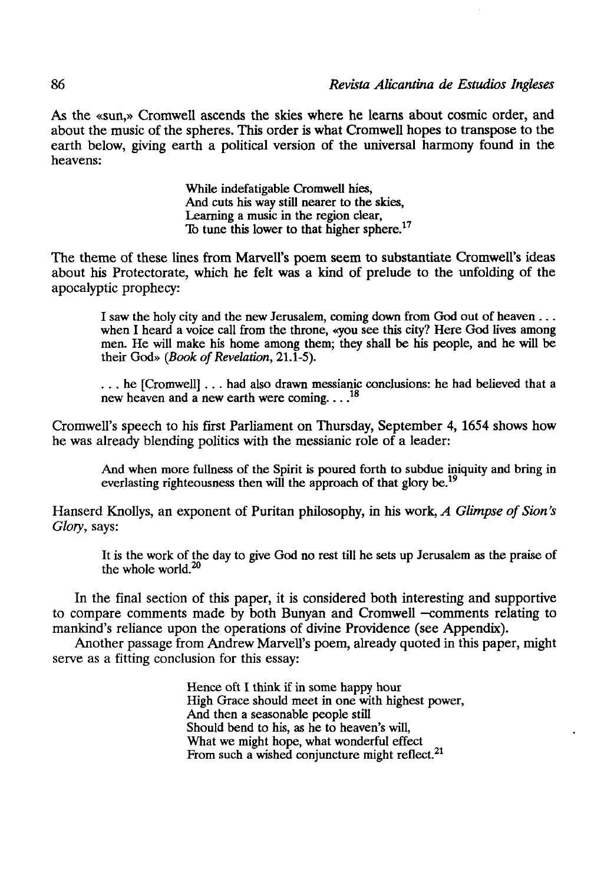As the «sun,» Cromwell ascends the skies where he learns about cosmic order, and about the music of the spheres. This order is what Cromwell hopes to transpose to the earth below, giving earth a political version of the universal harmony found in the heavens:

> While indefatigable Cromwell hies,
> And cuts his way still nearer to the skies,
> Learning a music in the region clear,
> To tune this lower to that higher sphere.[17]

The theme of these lines from Marvell's poem seem to substantiate Cromwell's ideas about his Protectorate, which he felt was a kind of prelude to the unfolding of the apocalyptic prophecy:

> I saw the holy city and the new Jerusalem, coming down from God out of heaven . . . when I heard a voice call from the throne, «you see this city? Here God lives among men. He will make his home among them; they shall be his people, and he will be their God» (*Book of Revelation*, 21.1-5).

> . . . he [Cromwell] . . . had also drawn messianic conclusions: he had believed that a new heaven and a new earth were coming. . . .[18]

Cromwell's speech to his first Parliament on Thursday, September 4, 1654 shows how he was already blending politics with the messianic role of a leader:

> And when more fullness of the Spirit is poured forth to subdue iniquity and bring in everlasting righteousness then will the approach of that glory be.[19]

Hanserd Knollys, an exponent of Puritan philosophy, in his work, *A Glimpse of Sion's Glory*, says:

> It is the work of the day to give God no rest till he sets up Jerusalem as the praise of the whole world.[20]

In the final section of this paper, it is considered both interesting and supportive to compare comments made by both Bunyan and Cromwell –comments relating to mankind's reliance upon the operations of divine Providence (see Appendix).

Another passage from Andrew Marvell's poem, already quoted in this paper, might serve as a fitting conclusion for this essay:

> Hence oft I think if in some happy hour
> High Grace should meet in one with highest power,
> And then a seasonable people still
> Should bend to his, as he to heaven's will,
> What we might hope, what wonderful effect
> From such a wished conjuncture might reflect.[21]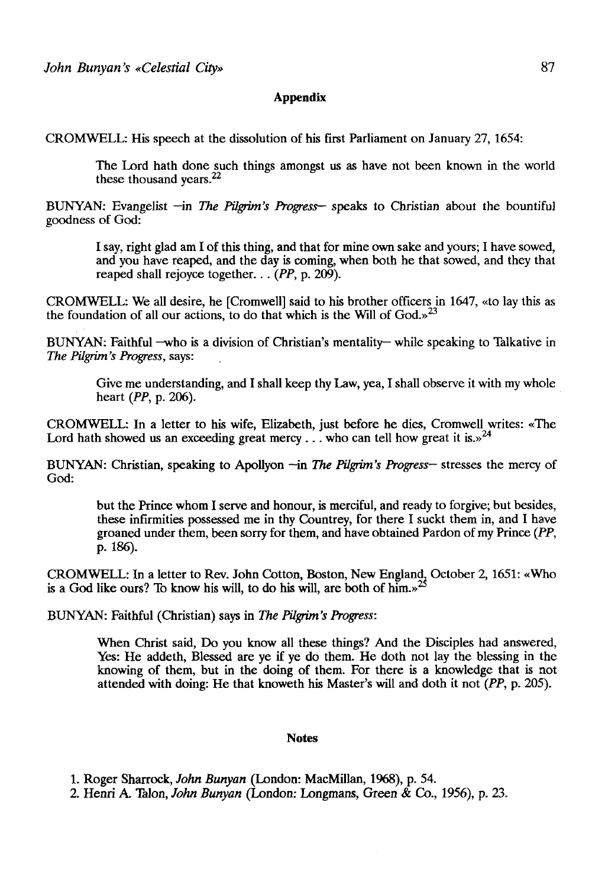## Appendix

CROMWELL: His speech at the dissolution of his first Parliament on January 27, 1654:

> The Lord hath done such things amongst us as have not been known in the world these thousand years.[22]

BUNYAN: Evangelist –in *The Pilgrim's Progress*– speaks to Christian about the bountiful goodness of God:

> I say, right glad am I of this thing, and that for mine own sake and yours; I have sowed, and you have reaped, and the day is coming, when both he that sowed, and they that reaped shall rejoyce together. . . (*PP*, p. 209).

CROMWELL: We all desire, he [Cromwell] said to his brother officers in 1647, «to lay this as the foundation of all our actions, to do that which is the Will of God.»[23]

BUNYAN: Faithful –who is a division of Christian's mentality– while speaking to Talkative in *The Pilgrim's Progress*, says:

> Give me understanding, and I shall keep thy Law, yea, I shall observe it with my whole heart (*PP*, p. 206).

CROMWELL: In a letter to his wife, Elizabeth, just before he dies, Cromwell writes: «The Lord hath showed us an exceeding great mercy . . . who can tell how great it is.»[24]

BUNYAN: Christian, speaking to Apollyon –in *The Pilgrim's Progress*– stresses the mercy of God:

> but the Prince whom I serve and honour, is merciful, and ready to forgive; but besides, these infirmities possessed me in thy Countrey, for there I suckt them in, and I have groaned under them, been sorry for them, and have obtained Pardon of my Prince (*PP*, p. 186).

CROMWELL: In a letter to Rev. John Cotton, Boston, New England, October 2, 1651: «Who is a God like ours? To know his will, to do his will, are both of him.»[25]

BUNYAN: Faithful (Christian) says in *The Pilgrim's Progress*:

> When Christ said, Do you know all these things? And the Disciples had answered, Yes: He addeth, Blessed are ye if ye do them. He doth not lay the blessing in the knowing of them, but in the doing of them. For there is a knowledge that is not attended with doing: He that knoweth his Master's will and doth it not (*PP*, p. 205).

## Notes

1. Roger Sharrock, *John Bunyan* (London: MacMillan, 1968), p. 54.
2. Henri A. Talon, *John Bunyan* (London: Longmans, Green & Co., 1956), p. 23.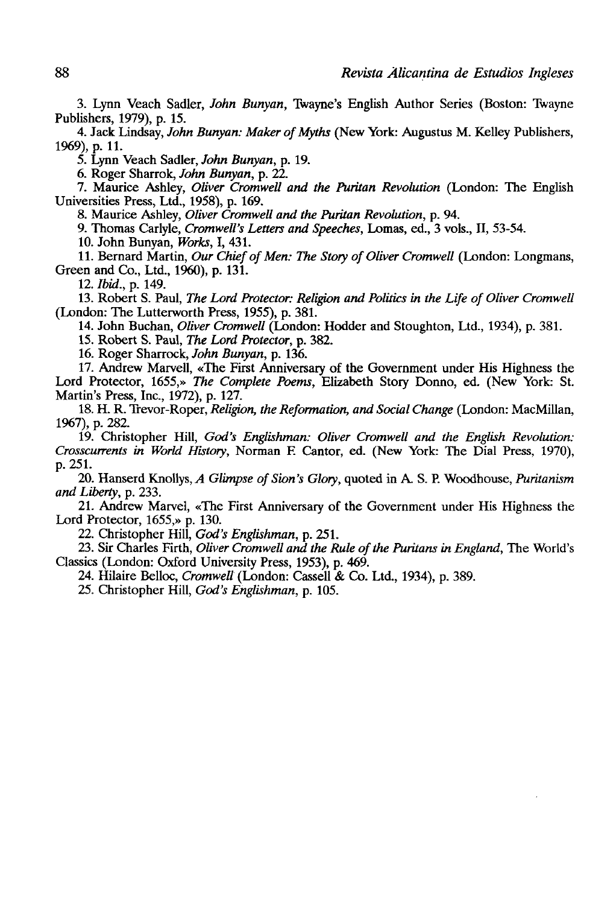3. Lynn Veach Sadler, *John Bunyan*, Twayne's English Author Series (Boston: Twayne Publishers, 1979), p. 15.

4. Jack Lindsay, *John Bunyan: Maker of Myths* (New York: Augustus M. Kelley Publishers, 1969), p. 11.

5. Lynn Veach Sadler, *John Bunyan*, p. 19.

6. Roger Sharrok, *John Bunyan*, p. 22.

7. Maurice Ashley, *Oliver Cromwell and the Puritan Revolution* (London: The English Universities Press, Ltd., 1958), p. 169.

8. Maurice Ashley, *Oliver Cromwell and the Puritan Revolution*, p. 94.

9. Thomas Carlyle, *Cromwell's Letters and Speeches*, Lomas, ed., 3 vols., II, 53-54.

10. John Bunyan, *Works*, I, 431.

11. Bernard Martin, *Our Chief of Men: The Story of Oliver Cromwell* (London: Longmans, Green and Co., Ltd., 1960), p. 131.

12. *Ibid.*, p. 149.

13. Robert S. Paul, *The Lord Protector: Religion and Politics in the Life of Oliver Cromwell* (London: The Lutterworth Press, 1955), p. 381.

14. John Buchan, *Oliver Cromwell* (London: Hodder and Stoughton, Ltd., 1934), p. 381.

15. Robert S. Paul, *The Lord Protector*, p. 382.

16. Roger Sharrock, *John Bunyan*, p. 136.

17. Andrew Marvell, «The First Anniversary of the Government under His Highness the Lord Protector, 1655,» *The Complete Poems*, Elizabeth Story Donno, ed. (New York: St. Martin's Press, Inc., 1972), p. 127.

18. H. R. Trevor-Roper, *Religion, the Reformation, and Social Change* (London: MacMillan, 1967), p. 282.

19. Christopher Hill, *God's Englishman: Oliver Cromwell and the English Revolution: Crosscurrents in World History*, Norman F. Cantor, ed. (New York: The Dial Press, 1970), p. 251.

20. Hanserd Knollys, *A Glimpse of Sion's Glory*, quoted in A. S. P. Woodhouse, *Puritanism and Liberty*, p. 233.

21. Andrew Marvel, «The First Anniversary of the Government under His Highness the Lord Protector, 1655,» p. 130.

22. Christopher Hill, *God's Englishman*, p. 251.

23. Sir Charles Firth, *Oliver Cromwell and the Rule of the Puritans in England*, The World's Classics (London: Oxford University Press, 1953), p. 469.

24. Hilaire Belloc, *Cromwell* (London: Cassell & Co. Ltd., 1934), p. 389.

25. Christopher Hill, *God's Englishman*, p. 105.